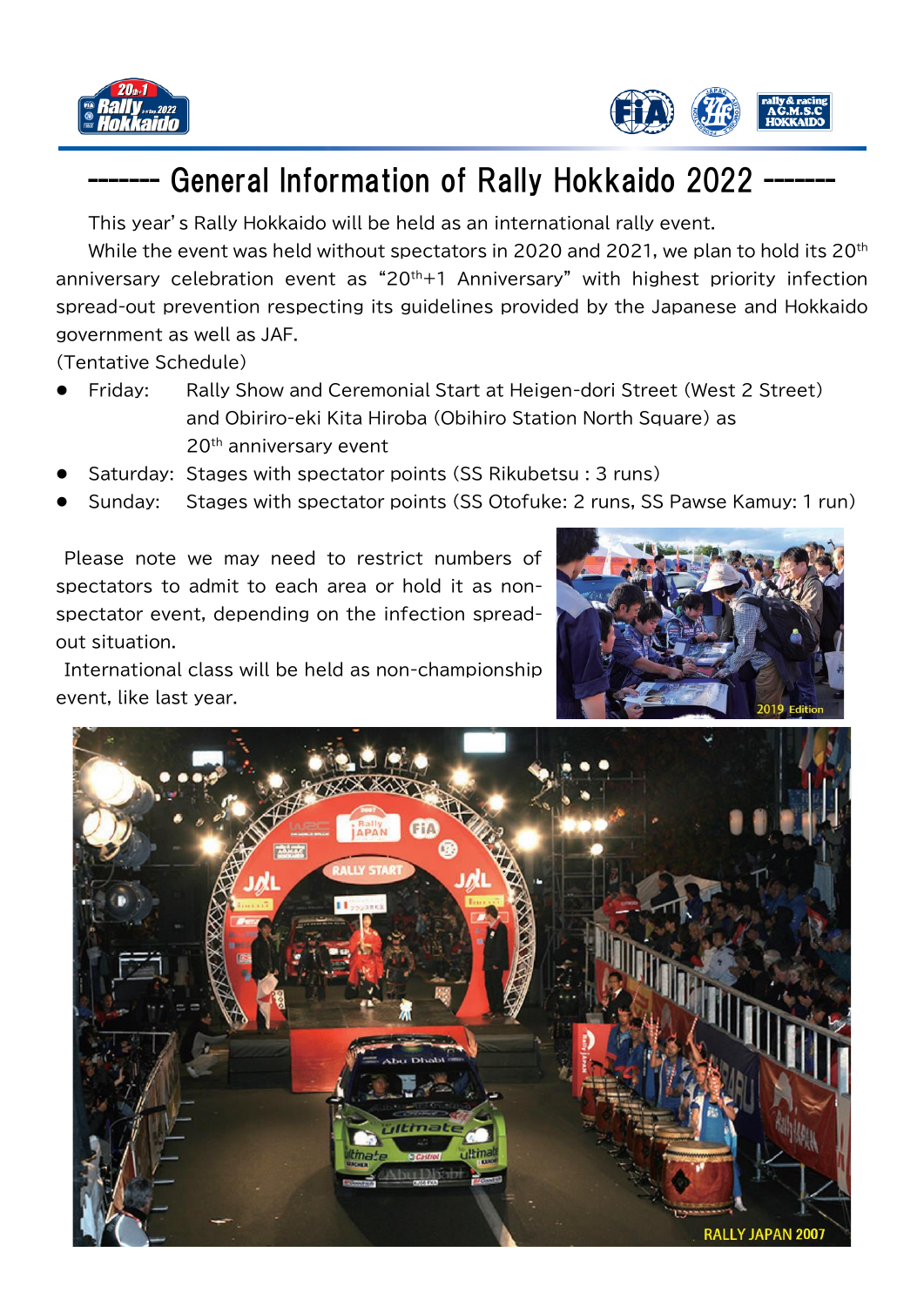# ------- General Information of Rally Hokkaido 2022 -------

This year's Rally Hokkaido will be held as an international rally event.

While the event was held without spectators in 2020 and 2021, we plan to hold its 20th anniversary celebration event as "20th+1 Anniversary" with highest priority infection spread-out prevention respecting its guidelines provided by the Japanese and Hokkaido government as well as JAF.

(Tentative Schedule)

- Friday: Rally Show and Ceremonial Start at Heigen-dori Street (West 2 Street) and Obiriro-eki Kita Hiroba (Obihiro Station North Square) as 20th anniversary event
- Saturday: Stages with spectator points (SS Rikubetsu : 3 runs)
- Sunday: Stages with spectator points (SS Otofuke: 2 runs, SS Pawse Kamuy: 1 run)

Please note we may need to restrict numbers of spectators to admit to each area or hold it as non-spectator event, depending on the infection spread-out situation.

International class will be held as non-championship event, like last year.

2019 Edition

RALLY JAPAN 2007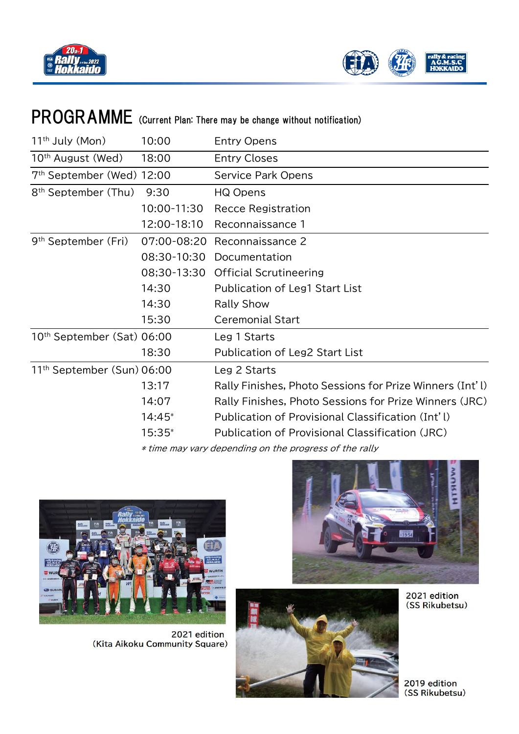# PROGRAMME (Current Plan: There may be change without notification)

| | | |
|---|---|---|
| 11th July (Mon) | 10:00 | Entry Opens |
| 10th August (Wed) | 18:00 | Entry Closes |
| 7th September (Wed) | 12:00 | Service Park Opens |
| 8th September (Thu) | 9:30 | HQ Opens |
| | 10:00-11:30 | Recce Registration |
| | 12:00-18:10 | Reconnaissance 1 |
| 9th September (Fri) | 07:00-08:20 | Reconnaissance 2 |
| | 08:30-10:30 | Documentation |
| | 08;30-13:30 | Official Scrutineering |
| | 14:30 | Publication of Leg1 Start List |
| | 14:30 | Rally Show |
| | 15:30 | Ceremonial Start |
| 10th September (Sat) | 06:00 | Leg 1 Starts |
| | 18:30 | Publication of Leg2 Start List |
| 11th September (Sun) | 06:00 | Leg 2 Starts |
| | 13:17 | Rally Finishes, Photo Sessions for Prize Winners (Int'l) |
| | 14:07 | Rally Finishes, Photo Sessions for Prize Winners (JRC) |
| | 14:45* | Publication of Provisional Classification (Int'l) |
| | 15:35* | Publication of Provisional Classification (JRC) |

*\* time may vary depending on the progress of the rally*

2021 edition
(Kita Aikoku Community Square)

2021 edition
(SS Rikubetsu)

2019 edition
(SS Rikubetsu)